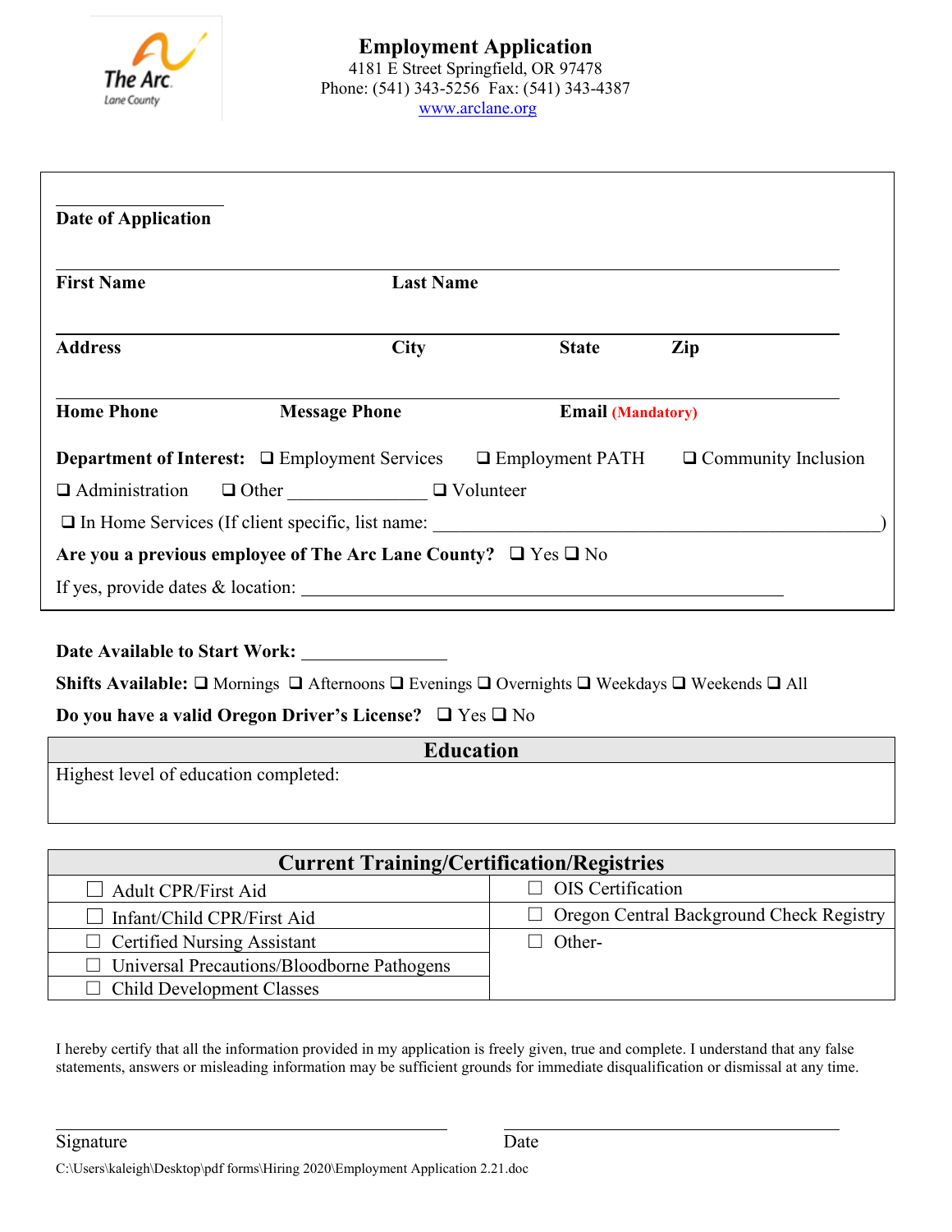# Employment Application

4181 E Street Springfield, OR 97478
Phone: (541) 343-5256 Fax: (541) 343-4387
www.arclane.org

**Date of Application** ____________________

**First Name** ____________________ **Last Name** ____________________

**Address** ____________________ **City** ____________ **State** ________ **Zip** ________

**Home Phone** ____________ **Message Phone** ____________ **Email (Mandatory)** ____________________

**Department of Interest:** ❑ Employment Services ❑ Employment PATH ❑ Community Inclusion ❑ Administration ❑ Other ______________ ❑ Volunteer

❑ In Home Services (If client specific, list name: ________________________________________)

**Are you a previous employee of The Arc Lane County?** ❑ Yes ❑ No

If yes, provide dates & location: ________________________________________

**Date Available to Start Work:** ______________

**Shifts Available:** ❑ Mornings ❑ Afternoons ❑ Evenings ❑ Overnights ❑ Weekdays ❑ Weekends ❑ All

**Do you have a valid Oregon Driver's License?** ❑ Yes ❑ No

| Education |
|---|
| Highest level of education completed: |

| Current Training/Certification/Registries | |
|---|---|
| ☐ Adult CPR/First Aid | ☐ OIS Certification |
| ☐ Infant/Child CPR/First Aid | ☐ Oregon Central Background Check Registry |
| ☐ Certified Nursing Assistant | ☐ Other- |
| ☐ Universal Precautions/Bloodborne Pathogens | |
| ☐ Child Development Classes | |

I hereby certify that all the information provided in my application is freely given, true and complete. I understand that any false statements, answers or misleading information may be sufficient grounds for immediate disqualification or dismissal at any time.

____________________________ ____________________________

Signature Date

C:\Users\kaleigh\Desktop\pdf forms\Hiring 2020\Employment Application 2.21.doc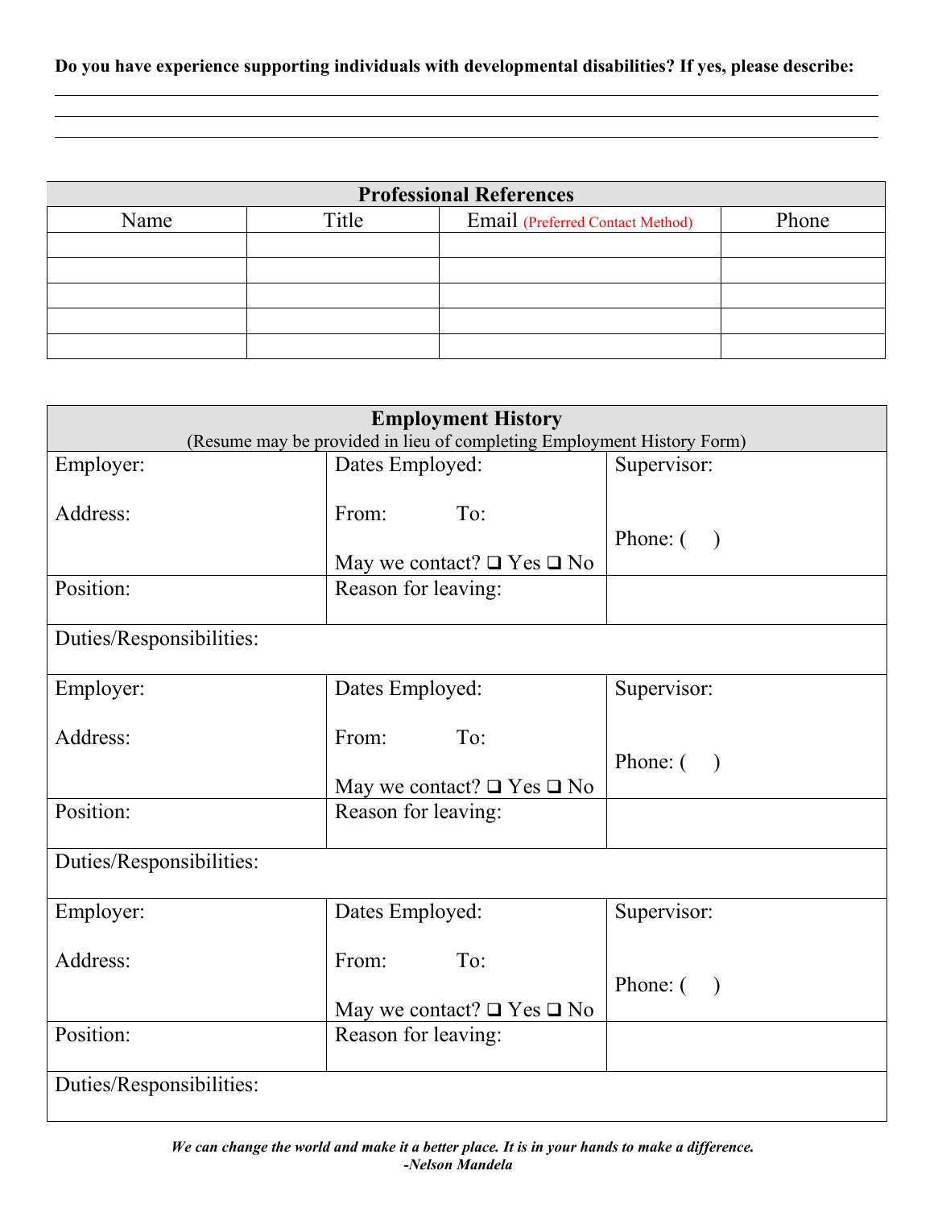**Do you have experience supporting individuals with developmental disabilities? If yes, please describe:**

\_\_\_\_\_\_\_\_\_\_\_\_\_\_\_\_\_\_\_\_\_\_\_\_\_\_\_\_\_\_\_\_\_\_\_\_\_\_\_\_\_\_\_\_\_\_\_\_\_\_\_\_\_\_\_\_\_\_\_\_\_\_\_\_\_\_\_\_\_\_\_\_\_\_\_\_

\_\_\_\_\_\_\_\_\_\_\_\_\_\_\_\_\_\_\_\_\_\_\_\_\_\_\_\_\_\_\_\_\_\_\_\_\_\_\_\_\_\_\_\_\_\_\_\_\_\_\_\_\_\_\_\_\_\_\_\_\_\_\_\_\_\_\_\_\_\_\_\_\_\_\_\_

\_\_\_\_\_\_\_\_\_\_\_\_\_\_\_\_\_\_\_\_\_\_\_\_\_\_\_\_\_\_\_\_\_\_\_\_\_\_\_\_\_\_\_\_\_\_\_\_\_\_\_\_\_\_\_\_\_\_\_\_\_\_\_\_\_\_\_\_\_\_\_\_\_\_\_\_

| **Professional References** | | | |
|---|---|---|---|
| Name | Title | Email (Preferred Contact Method) | Phone |
| | | | |
| | | | |
| | | | |
| | | | |
| | | | |

| **Employment History** (Resume may be provided in lieu of completing Employment History Form) | | |
|---|---|---|
| Employer:<br><br>Address: | Dates Employed:<br><br>From: To:<br><br>May we contact? ❑ Yes ❑ No | Supervisor:<br><br>Phone: ( ) |
| Position: | Reason for leaving: | |
| Duties/Responsibilities: | | |
| Employer:<br><br>Address: | Dates Employed:<br><br>From: To:<br><br>May we contact? ❑ Yes ❑ No | Supervisor:<br><br>Phone: ( ) |
| Position: | Reason for leaving: | |
| Duties/Responsibilities: | | |
| Employer:<br><br>Address: | Dates Employed:<br><br>From: To:<br><br>May we contact? ❑ Yes ❑ No | Supervisor:<br><br>Phone: ( ) |
| Position: | Reason for leaving: | |
| Duties/Responsibilities: | | |

***We can change the world and make it a better place. It is in your hands to make a difference.***
***-Nelson Mandela***